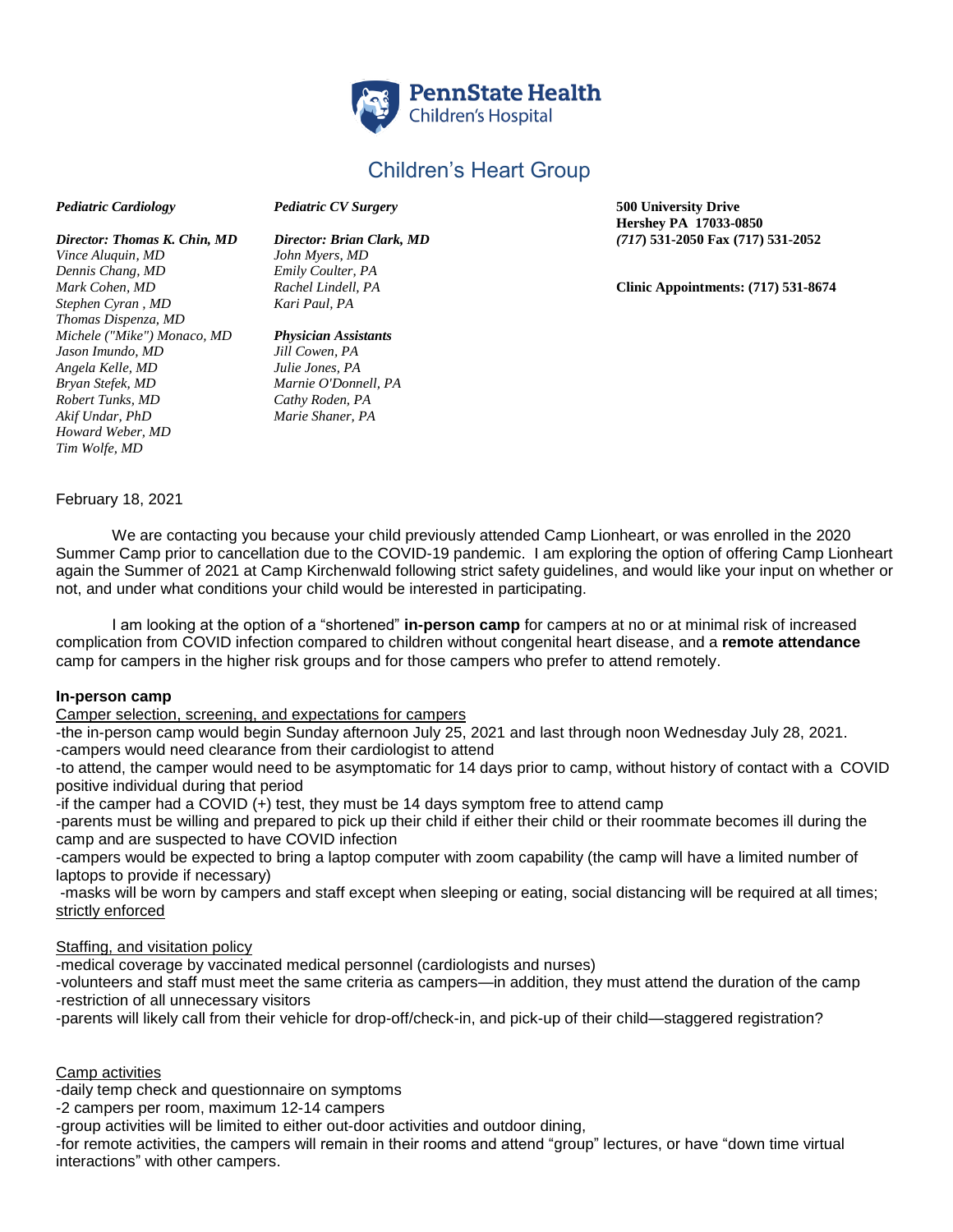PennState Health Children's Hospital

# Children's Heart Group

***Pediatric Cardiology***

***Director: Thomas K. Chin, MD***
*Vince Aluquin, MD*
*Dennis Chang, MD*
*Mark Cohen, MD*
*Stephen Cyran , MD*
*Thomas Dispenza, MD*
*Michele ("Mike") Monaco, MD*
*Jason Imundo, MD*
*Angela Kelle, MD*
*Bryan Stefek, MD*
*Robert Tunks, MD*
*Akif Undar, PhD*
*Howard Weber, MD*
*Tim Wolfe, MD*

***Pediatric CV Surgery***

***Director: Brian Clark, MD***
*John Myers, MD*
*Emily Coulter, PA*
*Rachel Lindell, PA*
*Kari Paul, PA*

***Physician Assistants***
*Jill Cowen, PA*
*Julie Jones, PA*
*Marnie O'Donnell, PA*
*Cathy Roden, PA*
*Marie Shaner, PA*

**500 University Drive**
**Hershey PA 17033-0850**
**(*717*) 531-2050 Fax (717) 531-2052**

**Clinic Appointments: (717) 531-8674**

February 18, 2021

We are contacting you because your child previously attended Camp Lionheart, or was enrolled in the 2020 Summer Camp prior to cancellation due to the COVID-19 pandemic. I am exploring the option of offering Camp Lionheart again the Summer of 2021 at Camp Kirchenwald following strict safety guidelines, and would like your input on whether or not, and under what conditions your child would be interested in participating.

I am looking at the option of a "shortened" **in-person camp** for campers at no or at minimal risk of increased complication from COVID infection compared to children without congenital heart disease, and a **remote attendance** camp for campers in the higher risk groups and for those campers who prefer to attend remotely.

**In-person camp**

<u>Camper selection, screening, and expectations for campers</u>

-the in-person camp would begin Sunday afternoon July 25, 2021 and last through noon Wednesday July 28, 2021.
-campers would need clearance from their cardiologist to attend
-to attend, the camper would need to be asymptomatic for 14 days prior to camp, without history of contact with a COVID positive individual during that period
-if the camper had a COVID (+) test, they must be 14 days symptom free to attend camp
-parents must be willing and prepared to pick up their child if either their child or their roommate becomes ill during the camp and are suspected to have COVID infection
-campers would be expected to bring a laptop computer with zoom capability (the camp will have a limited number of laptops to provide if necessary)
-masks will be worn by campers and staff except when sleeping or eating, social distancing will be required at all times; <u>strictly enforced</u>

<u>Staffing, and visitation policy</u>

-medical coverage by vaccinated medical personnel (cardiologists and nurses)
-volunteers and staff must meet the same criteria as campers—in addition, they must attend the duration of the camp
-restriction of all unnecessary visitors
-parents will likely call from their vehicle for drop-off/check-in, and pick-up of their child—staggered registration?

<u>Camp activities</u>

-daily temp check and questionnaire on symptoms
-2 campers per room, maximum 12-14 campers
-group activities will be limited to either out-door activities and outdoor dining,
-for remote activities, the campers will remain in their rooms and attend "group" lectures, or have "down time virtual interactions" with other campers.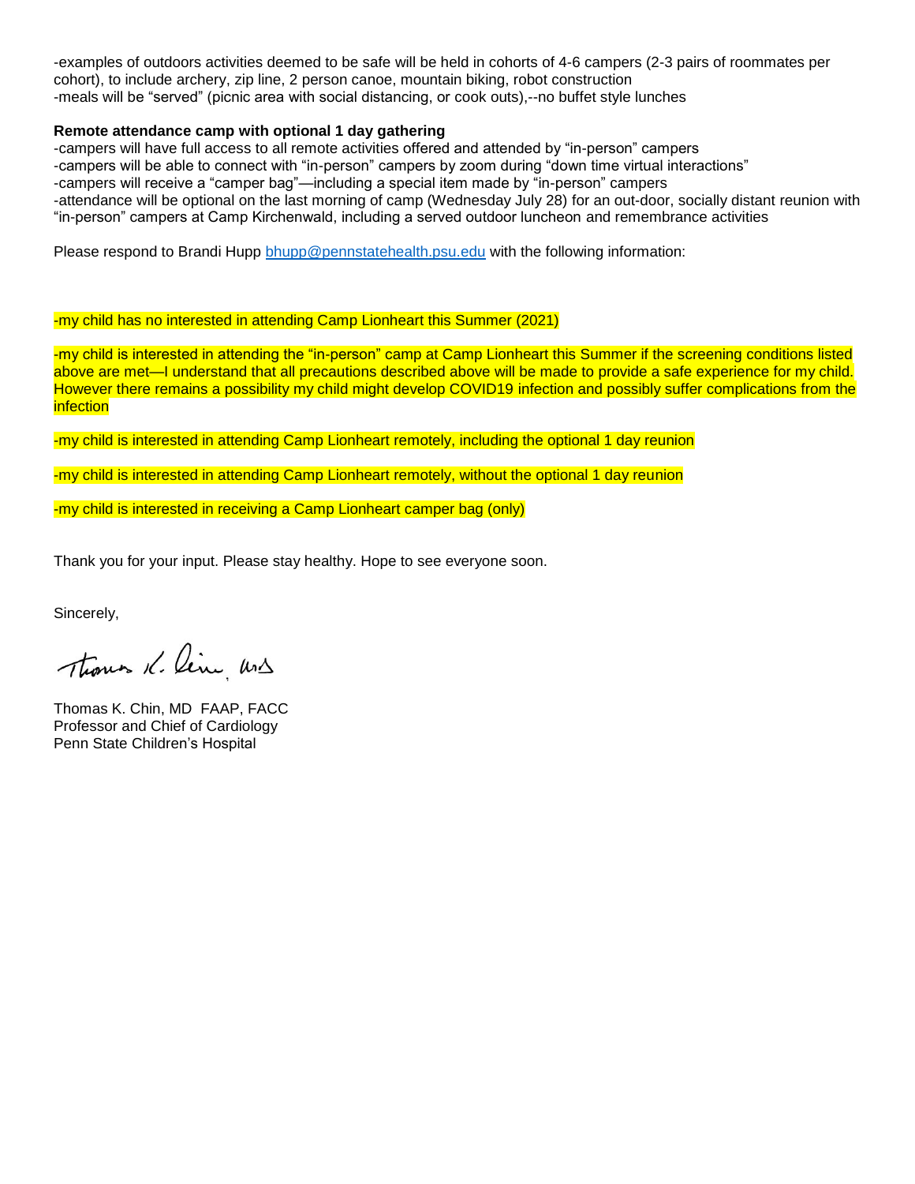-examples of outdoors activities deemed to be safe will be held in cohorts of 4-6 campers (2-3 pairs of roommates per cohort), to include archery, zip line, 2 person canoe, mountain biking, robot construction
-meals will be "served" (picnic area with social distancing, or cook outs),--no buffet style lunches

**Remote attendance camp with optional 1 day gathering**
-campers will have full access to all remote activities offered and attended by "in-person" campers
-campers will be able to connect with "in-person" campers by zoom during "down time virtual interactions"
-campers will receive a "camper bag"—including a special item made by "in-person" campers
-attendance will be optional on the last morning of camp (Wednesday July 28) for an out-door, socially distant reunion with "in-person" campers at Camp Kirchenwald, including a served outdoor luncheon and remembrance activities

Please respond to Brandi Hupp bhupp@pennstatehealth.psu.edu with the following information:

-my child has no interested in attending Camp Lionheart this Summer (2021)

-my child is interested in attending the "in-person" camp at Camp Lionheart this Summer if the screening conditions listed above are met—I understand that all precautions described above will be made to provide a safe experience for my child. However there remains a possibility my child might develop COVID19 infection and possibly suffer complications from the infection

-my child is interested in attending Camp Lionheart remotely, including the optional 1 day reunion

-my child is interested in attending Camp Lionheart remotely, without the optional 1 day reunion

-my child is interested in receiving a Camp Lionheart camper bag (only)

Thank you for your input. Please stay healthy. Hope to see everyone soon.

Sincerely,

Thomas K. Chin, MD

Thomas K. Chin, MD FAAP, FACC
Professor and Chief of Cardiology
Penn State Children's Hospital